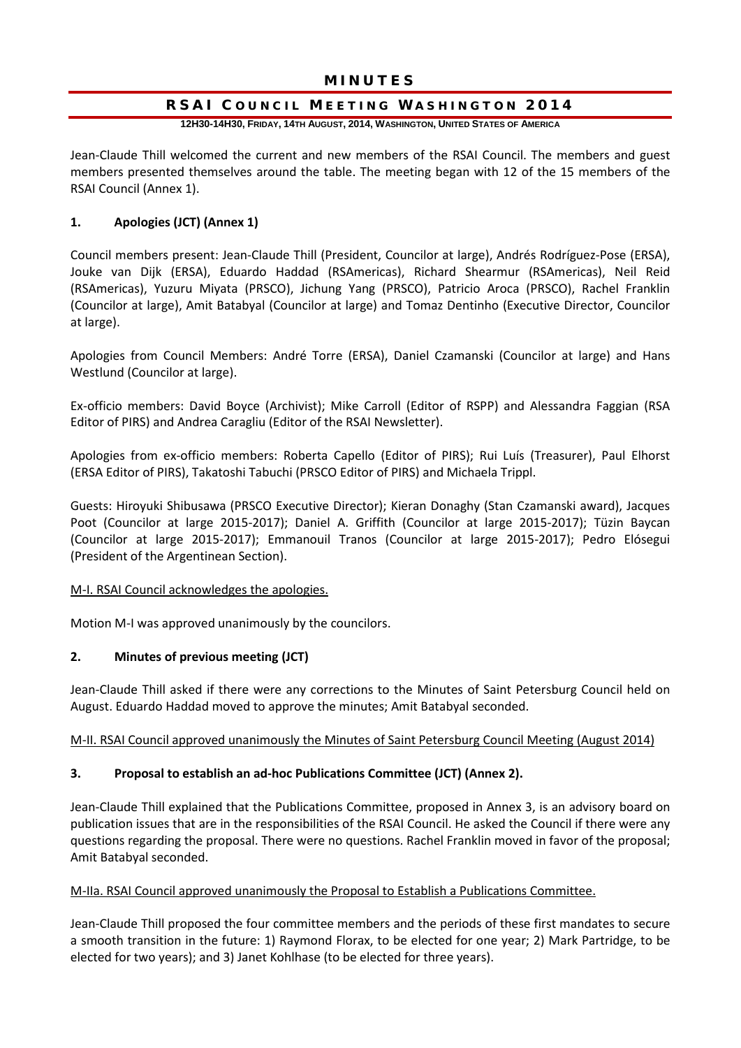# MINUTES

## RSAI Council Meeting Washington 2014

**12H30-14H30, Friday, 14th August, 2014, Washington, United States of America**

Jean-Claude Thill welcomed the current and new members of the RSAI Council. The members and guest members presented themselves around the table. The meeting began with 12 of the 15 members of the RSAI Council (Annex 1).

### 1. Apologies (JCT) (Annex 1)

Council members present: Jean-Claude Thill (President, Councilor at large), Andrés Rodríguez-Pose (ERSA), Jouke van Dijk (ERSA), Eduardo Haddad (RSAmericas), Richard Shearmur (RSAmericas), Neil Reid (RSAmericas), Yuzuru Miyata (PRSCO), Jichung Yang (PRSCO), Patricio Aroca (PRSCO), Rachel Franklin (Councilor at large), Amit Batabyal (Councilor at large) and Tomaz Dentinho (Executive Director, Councilor at large).

Apologies from Council Members: André Torre (ERSA), Daniel Czamanski (Councilor at large) and Hans Westlund (Councilor at large).

Ex-officio members: David Boyce (Archivist); Mike Carroll (Editor of RSPP) and Alessandra Faggian (RSA Editor of PIRS) and Andrea Caragliu (Editor of the RSAI Newsletter).

Apologies from ex-officio members: Roberta Capello (Editor of PIRS); Rui Luís (Treasurer), Paul Elhorst (ERSA Editor of PIRS), Takatoshi Tabuchi (PRSCO Editor of PIRS) and Michaela Trippl.

Guests: Hiroyuki Shibusawa (PRSCO Executive Director); Kieran Donaghy (Stan Czamanski award), Jacques Poot (Councilor at large 2015-2017); Daniel A. Griffith (Councilor at large 2015-2017); Tüzin Baycan (Councilor at large 2015-2017); Emmanouil Tranos (Councilor at large 2015-2017); Pedro Elósegui (President of the Argentinean Section).

M-I. RSAI Council acknowledges the apologies.

Motion M-I was approved unanimously by the councilors.

### 2. Minutes of previous meeting (JCT)

Jean-Claude Thill asked if there were any corrections to the Minutes of Saint Petersburg Council held on August. Eduardo Haddad moved to approve the minutes; Amit Batabyal seconded.

M-II. RSAI Council approved unanimously the Minutes of Saint Petersburg Council Meeting (August 2014)

### 3. Proposal to establish an ad-hoc Publications Committee (JCT) (Annex 2).

Jean-Claude Thill explained that the Publications Committee, proposed in Annex 3, is an advisory board on publication issues that are in the responsibilities of the RSAI Council. He asked the Council if there were any questions regarding the proposal. There were no questions. Rachel Franklin moved in favor of the proposal; Amit Batabyal seconded.

M-IIa. RSAI Council approved unanimously the Proposal to Establish a Publications Committee.

Jean-Claude Thill proposed the four committee members and the periods of these first mandates to secure a smooth transition in the future: 1) Raymond Florax, to be elected for one year; 2) Mark Partridge, to be elected for two years); and 3) Janet Kohlhase (to be elected for three years).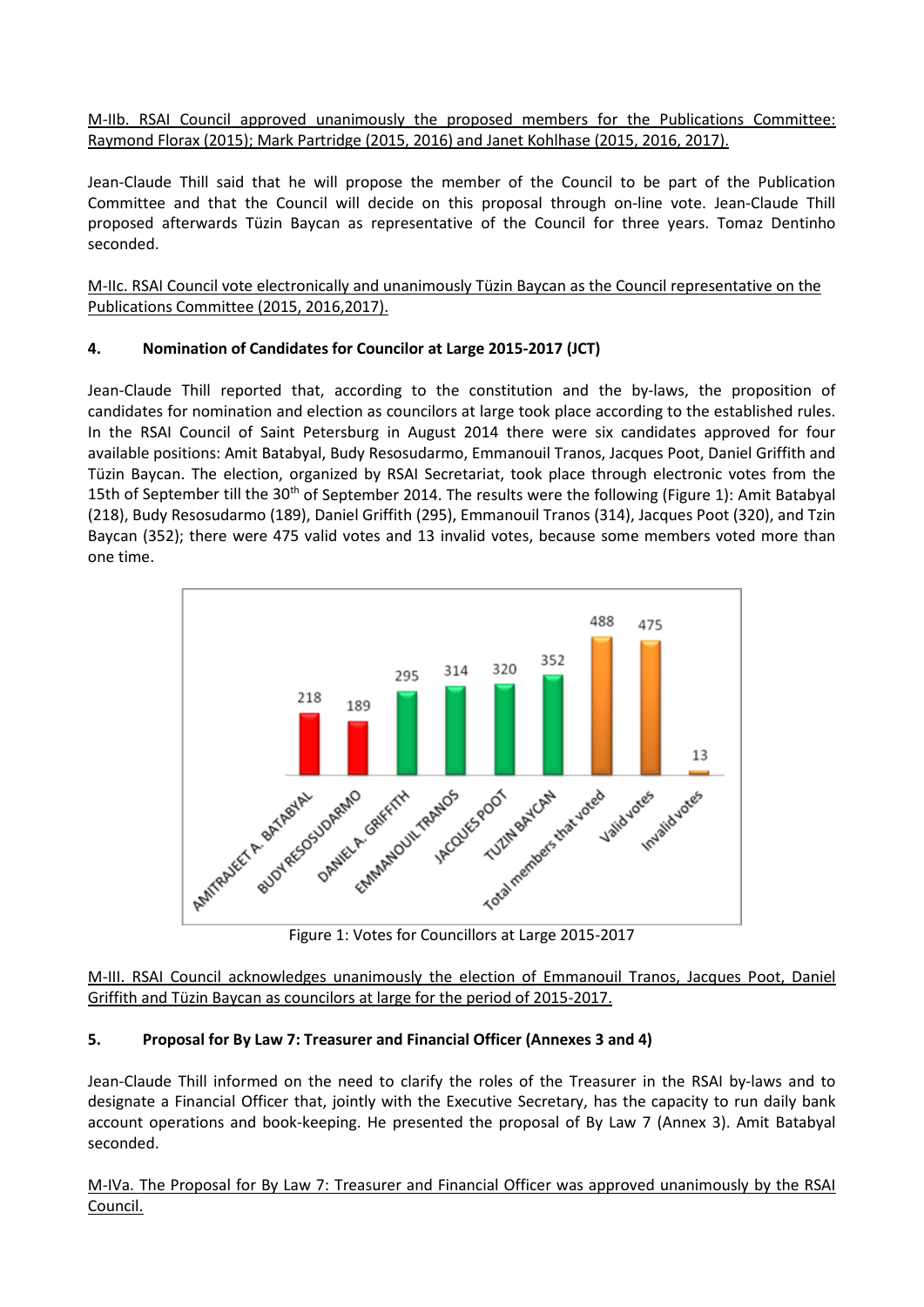M-IIb. RSAI Council approved unanimously the proposed members for the Publications Committee: Raymond Florax (2015); Mark Partridge (2015, 2016) and Janet Kohlhase (2015, 2016, 2017).

Jean-Claude Thill said that he will propose the member of the Council to be part of the Publication Committee and that the Council will decide on this proposal through on-line vote. Jean-Claude Thill proposed afterwards Tüzin Baycan as representative of the Council for three years. Tomaz Dentinho seconded.

M-IIc. RSAI Council vote electronically and unanimously Tüzin Baycan as the Council representative on the Publications Committee (2015, 2016,2017).

## 4. Nomination of Candidates for Councilor at Large 2015-2017 (JCT)

Jean-Claude Thill reported that, according to the constitution and the by-laws, the proposition of candidates for nomination and election as councilors at large took place according to the established rules. In the RSAI Council of Saint Petersburg in August 2014 there were six candidates approved for four available positions: Amit Batabyal, Budy Resosudarmo, Emmanouil Tranos, Jacques Poot, Daniel Griffith and Tüzin Baycan. The election, organized by RSAI Secretariat, took place through electronic votes from the 15th of September till the 30th of September 2014. The results were the following (Figure 1): Amit Batabyal (218), Budy Resosudarmo (189), Daniel Griffith (295), Emmanouil Tranos (314), Jacques Poot (320), and Tzin Baycan (352); there were 475 valid votes and 13 invalid votes, because some members voted more than one time.

| AMITRAJEET A. BATABYAL | BUDY RESOSUDARMO | DANIEL A. GRIFFITH | EMMANOUIL TRANOS | JACQUES POOT | TUZIN BAYCAN | Total members that voted | Valid votes | Invalid votes |
|---|---|---|---|---|---|---|---|---|
| 218 | 189 | 295 | 314 | 320 | 352 | 488 | 475 | 13 |

Figure 1: Votes for Councillors at Large 2015-2017

M-III. RSAI Council acknowledges unanimously the election of Emmanouil Tranos, Jacques Poot, Daniel Griffith and Tüzin Baycan as councilors at large for the period of 2015-2017.

## 5. Proposal for By Law 7: Treasurer and Financial Officer (Annexes 3 and 4)

Jean-Claude Thill informed on the need to clarify the roles of the Treasurer in the RSAI by-laws and to designate a Financial Officer that, jointly with the Executive Secretary, has the capacity to run daily bank account operations and book-keeping. He presented the proposal of By Law 7 (Annex 3). Amit Batabyal seconded.

M-IVa. The Proposal for By Law 7: Treasurer and Financial Officer was approved unanimously by the RSAI Council.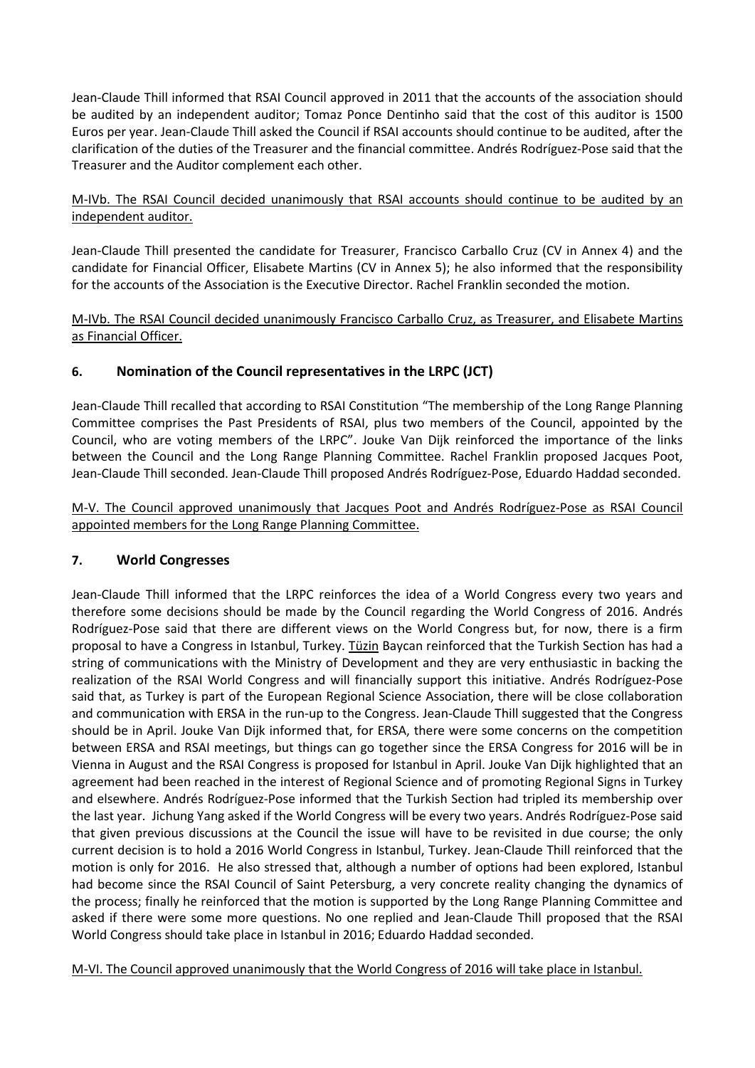Jean-Claude Thill informed that RSAI Council approved in 2011 that the accounts of the association should be audited by an independent auditor; Tomaz Ponce Dentinho said that the cost of this auditor is 1500 Euros per year. Jean-Claude Thill asked the Council if RSAI accounts should continue to be audited, after the clarification of the duties of the Treasurer and the financial committee. Andrés Rodríguez-Pose said that the Treasurer and the Auditor complement each other.

M-IVb. The RSAI Council decided unanimously that RSAI accounts should continue to be audited by an independent auditor.

Jean-Claude Thill presented the candidate for Treasurer, Francisco Carballo Cruz (CV in Annex 4) and the candidate for Financial Officer, Elisabete Martins (CV in Annex 5); he also informed that the responsibility for the accounts of the Association is the Executive Director. Rachel Franklin seconded the motion.

M-IVb. The RSAI Council decided unanimously Francisco Carballo Cruz, as Treasurer, and Elisabete Martins as Financial Officer.

## 6. Nomination of the Council representatives in the LRPC (JCT)

Jean-Claude Thill recalled that according to RSAI Constitution "The membership of the Long Range Planning Committee comprises the Past Presidents of RSAI, plus two members of the Council, appointed by the Council, who are voting members of the LRPC". Jouke Van Dijk reinforced the importance of the links between the Council and the Long Range Planning Committee. Rachel Franklin proposed Jacques Poot, Jean-Claude Thill seconded. Jean-Claude Thill proposed Andrés Rodríguez-Pose, Eduardo Haddad seconded.

M-V. The Council approved unanimously that Jacques Poot and Andrés Rodríguez-Pose as RSAI Council appointed members for the Long Range Planning Committee.

## 7. World Congresses

Jean-Claude Thill informed that the LRPC reinforces the idea of a World Congress every two years and therefore some decisions should be made by the Council regarding the World Congress of 2016. Andrés Rodríguez-Pose said that there are different views on the World Congress but, for now, there is a firm proposal to have a Congress in Istanbul, Turkey. Tüzin Baycan reinforced that the Turkish Section has had a string of communications with the Ministry of Development and they are very enthusiastic in backing the realization of the RSAI World Congress and will financially support this initiative. Andrés Rodríguez-Pose said that, as Turkey is part of the European Regional Science Association, there will be close collaboration and communication with ERSA in the run-up to the Congress. Jean-Claude Thill suggested that the Congress should be in April. Jouke Van Dijk informed that, for ERSA, there were some concerns on the competition between ERSA and RSAI meetings, but things can go together since the ERSA Congress for 2016 will be in Vienna in August and the RSAI Congress is proposed for Istanbul in April. Jouke Van Dijk highlighted that an agreement had been reached in the interest of Regional Science and of promoting Regional Signs in Turkey and elsewhere. Andrés Rodríguez-Pose informed that the Turkish Section had tripled its membership over the last year. Jichung Yang asked if the World Congress will be every two years. Andrés Rodríguez-Pose said that given previous discussions at the Council the issue will have to be revisited in due course; the only current decision is to hold a 2016 World Congress in Istanbul, Turkey. Jean-Claude Thill reinforced that the motion is only for 2016. He also stressed that, although a number of options had been explored, Istanbul had become since the RSAI Council of Saint Petersburg, a very concrete reality changing the dynamics of the process; finally he reinforced that the motion is supported by the Long Range Planning Committee and asked if there were some more questions. No one replied and Jean-Claude Thill proposed that the RSAI World Congress should take place in Istanbul in 2016; Eduardo Haddad seconded.

M-VI. The Council approved unanimously that the World Congress of 2016 will take place in Istanbul.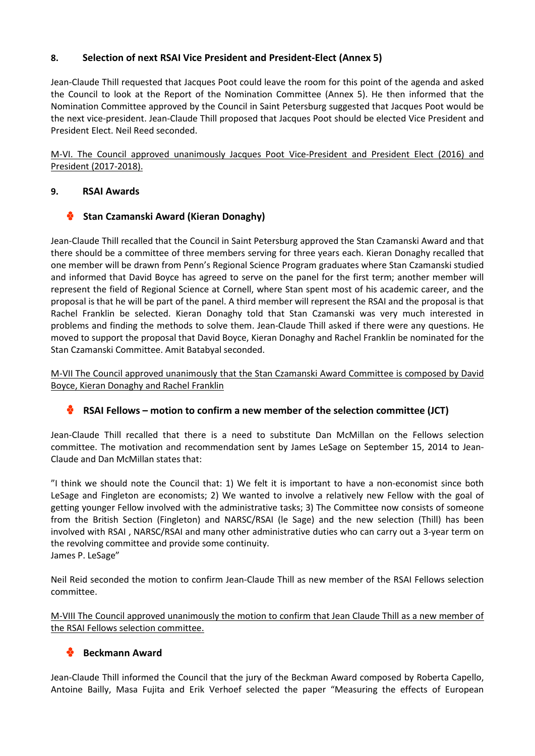## 8. Selection of next RSAI Vice President and President-Elect (Annex 5)

Jean-Claude Thill requested that Jacques Poot could leave the room for this point of the agenda and asked the Council to look at the Report of the Nomination Committee (Annex 5). He then informed that the Nomination Committee approved by the Council in Saint Petersburg suggested that Jacques Poot would be the next vice-president. Jean-Claude Thill proposed that Jacques Poot should be elected Vice President and President Elect. Neil Reed seconded.

<u>M-VI. The Council approved unanimously Jacques Poot Vice-President and President Elect (2016) and President (2017-2018).</u>

## 9. RSAI Awards

### Stan Czamanski Award (Kieran Donaghy)

Jean-Claude Thill recalled that the Council in Saint Petersburg approved the Stan Czamanski Award and that there should be a committee of three members serving for three years each. Kieran Donaghy recalled that one member will be drawn from Penn's Regional Science Program graduates where Stan Czamanski studied and informed that David Boyce has agreed to serve on the panel for the first term; another member will represent the field of Regional Science at Cornell, where Stan spent most of his academic career, and the proposal is that he will be part of the panel. A third member will represent the RSAI and the proposal is that Rachel Franklin be selected. Kieran Donaghy told that Stan Czamanski was very much interested in problems and finding the methods to solve them. Jean-Claude Thill asked if there were any questions. He moved to support the proposal that David Boyce, Kieran Donaghy and Rachel Franklin be nominated for the Stan Czamanski Committee. Amit Batabyal seconded.

<u>M-VII The Council approved unanimously that the Stan Czamanski Award Committee is composed by David Boyce, Kieran Donaghy and Rachel Franklin</u>

### RSAI Fellows – motion to confirm a new member of the selection committee (JCT)

Jean-Claude Thill recalled that there is a need to substitute Dan McMillan on the Fellows selection committee. The motivation and recommendation sent by James LeSage on September 15, 2014 to Jean-Claude and Dan McMillan states that:

"I think we should note the Council that: 1) We felt it is important to have a non-economist since both LeSage and Fingleton are economists; 2) We wanted to involve a relatively new Fellow with the goal of getting younger Fellow involved with the administrative tasks; 3) The Committee now consists of someone from the British Section (Fingleton) and NARSC/RSAI (le Sage) and the new selection (Thill) has been involved with RSAI , NARSC/RSAI and many other administrative duties who can carry out a 3-year term on the revolving committee and provide some continuity.
James P. LeSage"

Neil Reid seconded the motion to confirm Jean-Claude Thill as new member of the RSAI Fellows selection committee.

<u>M-VIII The Council approved unanimously the motion to confirm that Jean Claude Thill as a new member of the RSAI Fellows selection committee.</u>

### Beckmann Award

Jean-Claude Thill informed the Council that the jury of the Beckman Award composed by Roberta Capello, Antoine Bailly, Masa Fujita and Erik Verhoef selected the paper "Measuring the effects of European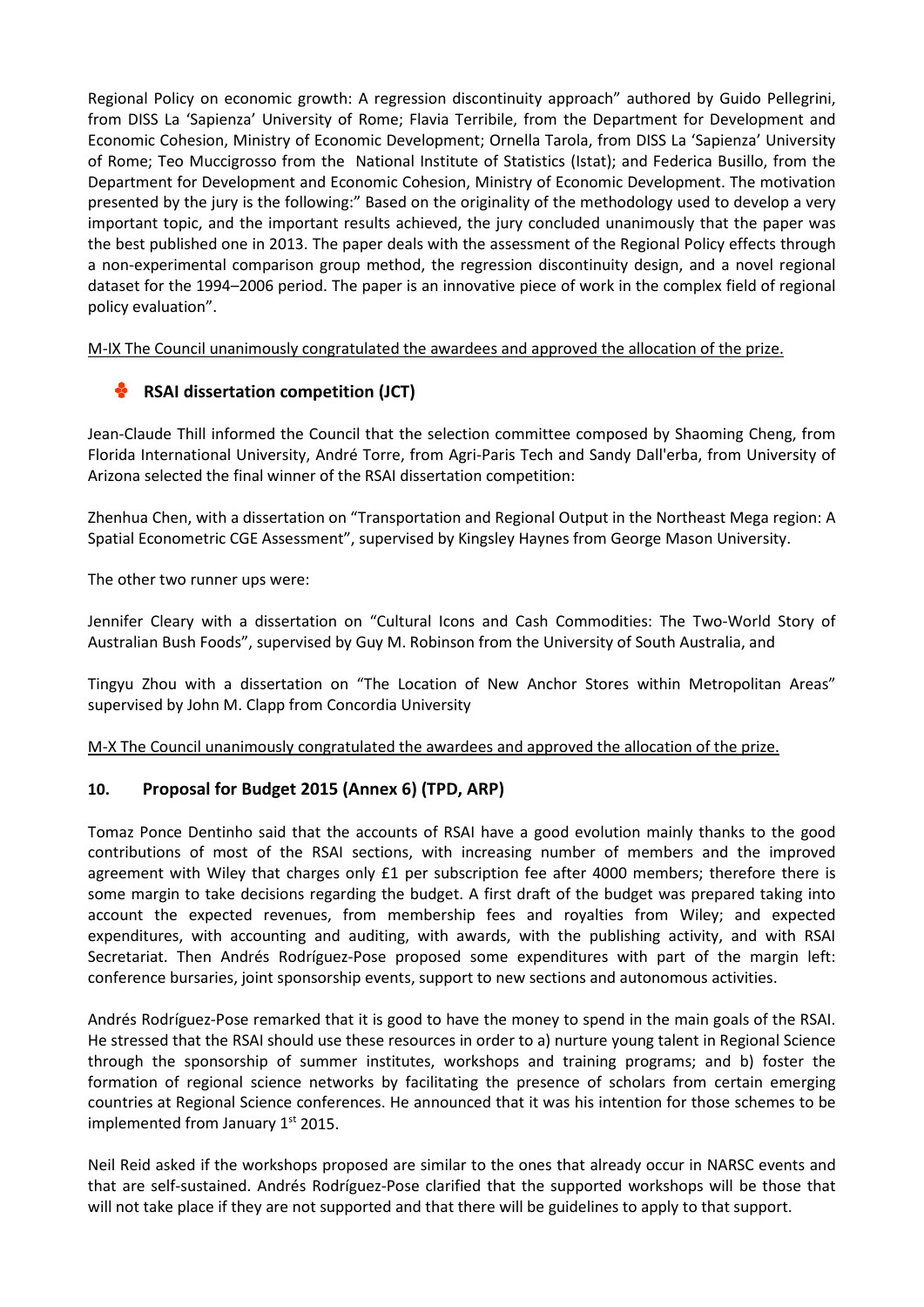Regional Policy on economic growth: A regression discontinuity approach" authored by Guido Pellegrini, from DISS La 'Sapienza' University of Rome; Flavia Terribile, from the Department for Development and Economic Cohesion, Ministry of Economic Development; Ornella Tarola, from DISS La 'Sapienza' University of Rome; Teo Muccigrosso from the National Institute of Statistics (Istat); and Federica Busillo, from the Department for Development and Economic Cohesion, Ministry of Economic Development. The motivation presented by the jury is the following:" Based on the originality of the methodology used to develop a very important topic, and the important results achieved, the jury concluded unanimously that the paper was the best published one in 2013. The paper deals with the assessment of the Regional Policy effects through a non-experimental comparison group method, the regression discontinuity design, and a novel regional dataset for the 1994–2006 period. The paper is an innovative piece of work in the complex field of regional policy evaluation".

M-IX The Council unanimously congratulated the awardees and approved the allocation of the prize.

### RSAI dissertation competition (JCT)

Jean-Claude Thill informed the Council that the selection committee composed by Shaoming Cheng, from Florida International University, André Torre, from Agri-Paris Tech and Sandy Dall'erba, from University of Arizona selected the final winner of the RSAI dissertation competition:

Zhenhua Chen, with a dissertation on "Transportation and Regional Output in the Northeast Mega region: A Spatial Econometric CGE Assessment", supervised by Kingsley Haynes from George Mason University.

The other two runner ups were:

Jennifer Cleary with a dissertation on "Cultural Icons and Cash Commodities: The Two-World Story of Australian Bush Foods", supervised by Guy M. Robinson from the University of South Australia, and

Tingyu Zhou with a dissertation on "The Location of New Anchor Stores within Metropolitan Areas" supervised by John M. Clapp from Concordia University

M-X The Council unanimously congratulated the awardees and approved the allocation of the prize.

## 10. Proposal for Budget 2015 (Annex 6) (TPD, ARP)

Tomaz Ponce Dentinho said that the accounts of RSAI have a good evolution mainly thanks to the good contributions of most of the RSAI sections, with increasing number of members and the improved agreement with Wiley that charges only £1 per subscription fee after 4000 members; therefore there is some margin to take decisions regarding the budget. A first draft of the budget was prepared taking into account the expected revenues, from membership fees and royalties from Wiley; and expected expenditures, with accounting and auditing, with awards, with the publishing activity, and with RSAI Secretariat. Then Andrés Rodríguez-Pose proposed some expenditures with part of the margin left: conference bursaries, joint sponsorship events, support to new sections and autonomous activities.

Andrés Rodríguez-Pose remarked that it is good to have the money to spend in the main goals of the RSAI. He stressed that the RSAI should use these resources in order to a) nurture young talent in Regional Science through the sponsorship of summer institutes, workshops and training programs; and b) foster the formation of regional science networks by facilitating the presence of scholars from certain emerging countries at Regional Science conferences. He announced that it was his intention for those schemes to be implemented from January 1st 2015.

Neil Reid asked if the workshops proposed are similar to the ones that already occur in NARSC events and that are self-sustained. Andrés Rodríguez-Pose clarified that the supported workshops will be those that will not take place if they are not supported and that there will be guidelines to apply to that support.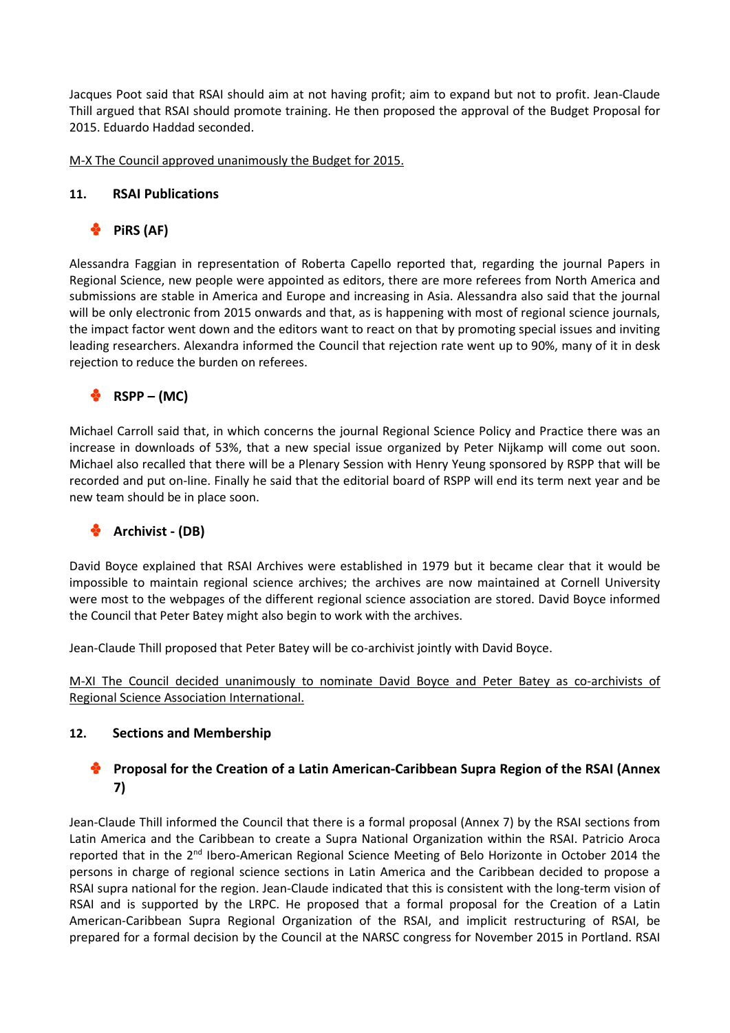Jacques Poot said that RSAI should aim at not having profit; aim to expand but not to profit. Jean-Claude Thill argued that RSAI should promote training. He then proposed the approval of the Budget Proposal for 2015. Eduardo Haddad seconded.

M-X The Council approved unanimously the Budget for 2015.

## 11. RSAI Publications

### PiRS (AF)

Alessandra Faggian in representation of Roberta Capello reported that, regarding the journal Papers in Regional Science, new people were appointed as editors, there are more referees from North America and submissions are stable in America and Europe and increasing in Asia. Alessandra also said that the journal will be only electronic from 2015 onwards and that, as is happening with most of regional science journals, the impact factor went down and the editors want to react on that by promoting special issues and inviting leading researchers. Alexandra informed the Council that rejection rate went up to 90%, many of it in desk rejection to reduce the burden on referees.

### RSPP – (MC)

Michael Carroll said that, in which concerns the journal Regional Science Policy and Practice there was an increase in downloads of 53%, that a new special issue organized by Peter Nijkamp will come out soon. Michael also recalled that there will be a Plenary Session with Henry Yeung sponsored by RSPP that will be recorded and put on-line. Finally he said that the editorial board of RSPP will end its term next year and be new team should be in place soon.

### Archivist - (DB)

David Boyce explained that RSAI Archives were established in 1979 but it became clear that it would be impossible to maintain regional science archives; the archives are now maintained at Cornell University were most to the webpages of the different regional science association are stored. David Boyce informed the Council that Peter Batey might also begin to work with the archives.

Jean-Claude Thill proposed that Peter Batey will be co-archivist jointly with David Boyce.

M-XI The Council decided unanimously to nominate David Boyce and Peter Batey as co-archivists of Regional Science Association International.

## 12. Sections and Membership

### Proposal for the Creation of a Latin American-Caribbean Supra Region of the RSAI (Annex 7)

Jean-Claude Thill informed the Council that there is a formal proposal (Annex 7) by the RSAI sections from Latin America and the Caribbean to create a Supra National Organization within the RSAI. Patricio Aroca reported that in the 2nd Ibero-American Regional Science Meeting of Belo Horizonte in October 2014 the persons in charge of regional science sections in Latin America and the Caribbean decided to propose a RSAI supra national for the region. Jean-Claude indicated that this is consistent with the long-term vision of RSAI and is supported by the LRPC. He proposed that a formal proposal for the Creation of a Latin American-Caribbean Supra Regional Organization of the RSAI, and implicit restructuring of RSAI, be prepared for a formal decision by the Council at the NARSC congress for November 2015 in Portland. RSAI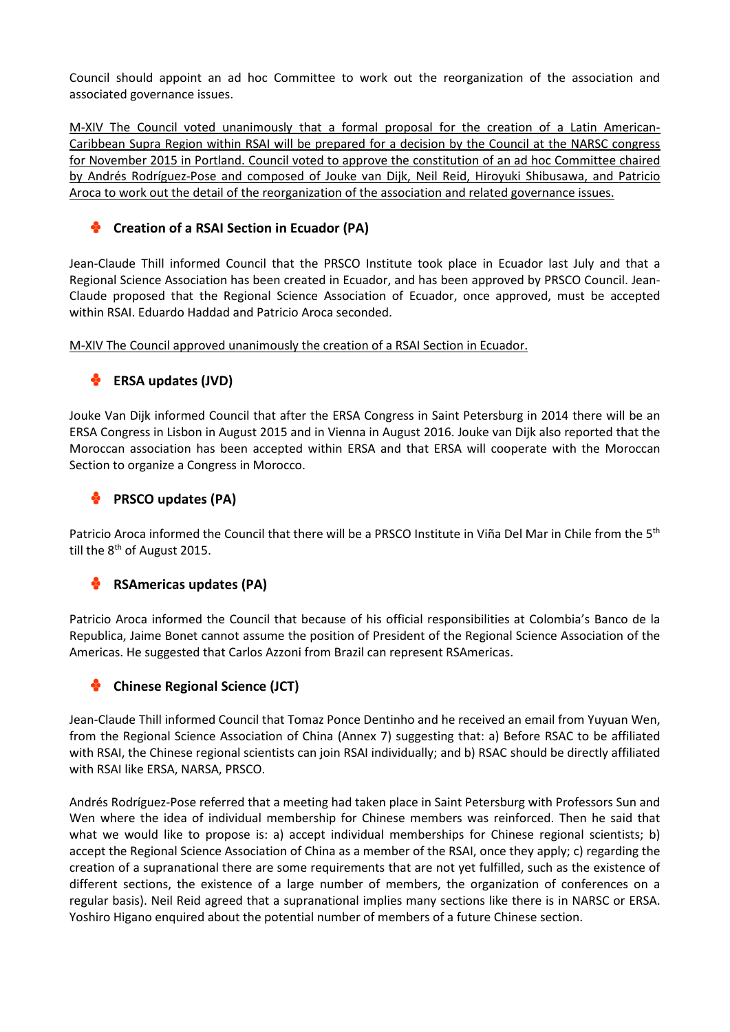Council should appoint an ad hoc Committee to work out the reorganization of the association and associated governance issues.

<u>M-XIV The Council voted unanimously that a formal proposal for the creation of a Latin American-Caribbean Supra Region within RSAI will be prepared for a decision by the Council at the NARSC congress for November 2015 in Portland. Council voted to approve the constitution of an ad hoc Committee chaired by Andrés Rodríguez-Pose and composed of Jouke van Dijk, Neil Reid, Hiroyuki Shibusawa, and Patricio Aroca to work out the detail of the reorganization of the association and related governance issues.</u>

### Creation of a RSAI Section in Ecuador (PA)

Jean-Claude Thill informed Council that the PRSCO Institute took place in Ecuador last July and that a Regional Science Association has been created in Ecuador, and has been approved by PRSCO Council. Jean-Claude proposed that the Regional Science Association of Ecuador, once approved, must be accepted within RSAI. Eduardo Haddad and Patricio Aroca seconded.

<u>M-XIV The Council approved unanimously the creation of a RSAI Section in Ecuador.</u>

### ERSA updates (JVD)

Jouke Van Dijk informed Council that after the ERSA Congress in Saint Petersburg in 2014 there will be an ERSA Congress in Lisbon in August 2015 and in Vienna in August 2016. Jouke van Dijk also reported that the Moroccan association has been accepted within ERSA and that ERSA will cooperate with the Moroccan Section to organize a Congress in Morocco.

### PRSCO updates (PA)

Patricio Aroca informed the Council that there will be a PRSCO Institute in Viña Del Mar in Chile from the 5th till the 8th of August 2015.

### RSAmericas updates (PA)

Patricio Aroca informed the Council that because of his official responsibilities at Colombia's Banco de la Republica, Jaime Bonet cannot assume the position of President of the Regional Science Association of the Americas. He suggested that Carlos Azzoni from Brazil can represent RSAmericas.

### Chinese Regional Science (JCT)

Jean-Claude Thill informed Council that Tomaz Ponce Dentinho and he received an email from Yuyuan Wen, from the Regional Science Association of China (Annex 7) suggesting that: a) Before RSAC to be affiliated with RSAI, the Chinese regional scientists can join RSAI individually; and b) RSAC should be directly affiliated with RSAI like ERSA, NARSA, PRSCO.

Andrés Rodríguez-Pose referred that a meeting had taken place in Saint Petersburg with Professors Sun and Wen where the idea of individual membership for Chinese members was reinforced. Then he said that what we would like to propose is: a) accept individual memberships for Chinese regional scientists; b) accept the Regional Science Association of China as a member of the RSAI, once they apply; c) regarding the creation of a supranational there are some requirements that are not yet fulfilled, such as the existence of different sections, the existence of a large number of members, the organization of conferences on a regular basis). Neil Reid agreed that a supranational implies many sections like there is in NARSC or ERSA. Yoshiro Higano enquired about the potential number of members of a future Chinese section.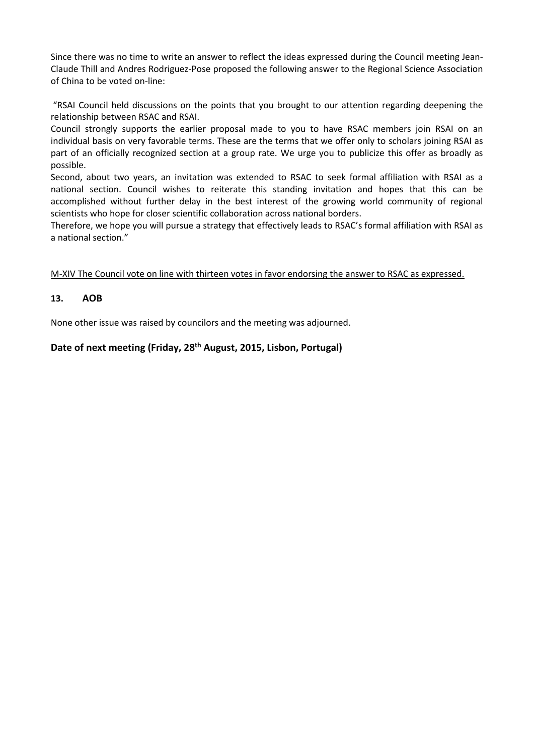Since there was no time to write an answer to reflect the ideas expressed during the Council meeting Jean-Claude Thill and Andres Rodriguez-Pose proposed the following answer to the Regional Science Association of China to be voted on-line:

"RSAI Council held discussions on the points that you brought to our attention regarding deepening the relationship between RSAC and RSAI.
Council strongly supports the earlier proposal made to you to have RSAC members join RSAI on an individual basis on very favorable terms. These are the terms that we offer only to scholars joining RSAI as part of an officially recognized section at a group rate. We urge you to publicize this offer as broadly as possible.
Second, about two years, an invitation was extended to RSAC to seek formal affiliation with RSAI as a national section. Council wishes to reiterate this standing invitation and hopes that this can be accomplished without further delay in the best interest of the growing world community of regional scientists who hope for closer scientific collaboration across national borders.
Therefore, we hope you will pursue a strategy that effectively leads to RSAC's formal affiliation with RSAI as a national section."

M-XIV The Council vote on line with thirteen votes in favor endorsing the answer to RSAC as expressed.

## 13. AOB

None other issue was raised by councilors and the meeting was adjourned.

## Date of next meeting (Friday, 28th August, 2015, Lisbon, Portugal)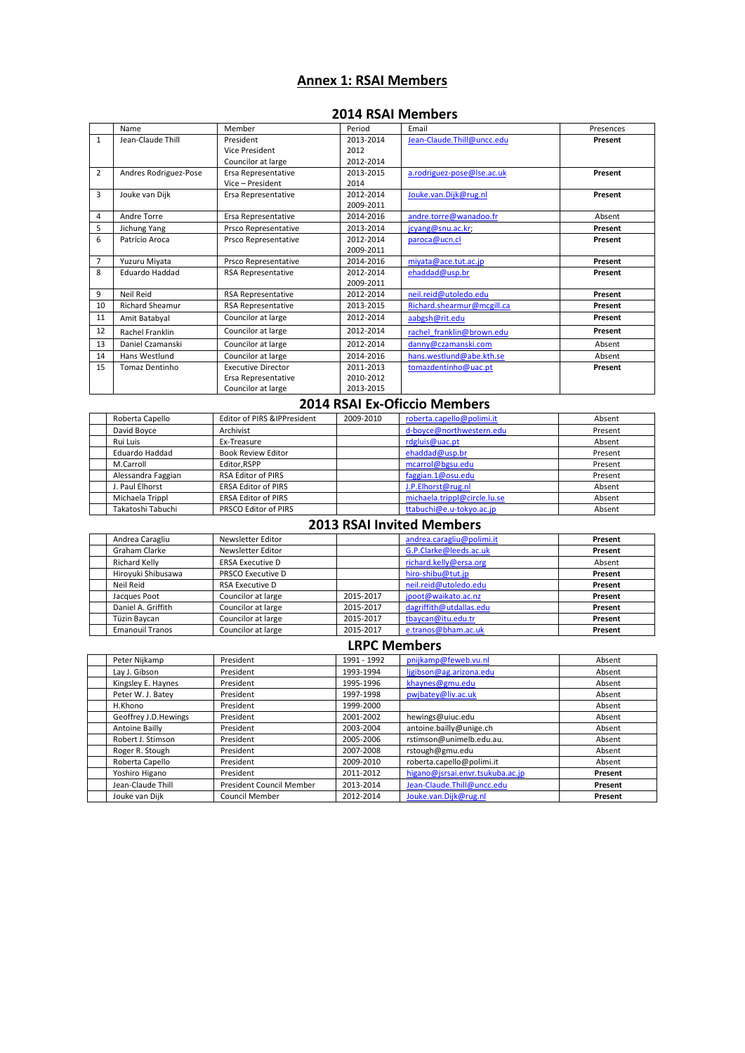# Annex 1: RSAI Members

## 2014 RSAI Members

| | Name | Member | Period | Email | Presences |
|---|---|---|---|---|---|
| 1 | Jean-Claude Thill | President<br>Vice President<br>Councilor at large | 2013-2014<br>2012<br>2012-2014 | Jean-Claude.Thill@uncc.edu | **Present** |
| 2 | Andres Rodriguez-Pose | Ersa Representative<br>Vice – President | 2013-2015<br>2014 | a.rodriguez-pose@lse.ac.uk | **Present** |
| 3 | Jouke van Dijk | Ersa Representative | 2012-2014<br>2009-2011 | Jouke.van.Dijk@rug.nl | **Present** |
| 4 | Andre Torre | Ersa Representative | 2014-2016 | andre.torre@wanadoo.fr | Absent |
| 5 | Jichung Yang | Prsco Representative | 2013-2014 | jcyang@snu.ac.kr; | **Present** |
| 6 | Patrício Aroca | Prsco Representative | 2012-2014<br>2009-2011 | paroca@ucn.cl | **Present** |
| 7 | Yuzuru Miyata | Prsco Representative | 2014-2016 | miyata@ace.tut.ac.jp | **Present** |
| 8 | Eduardo Haddad | RSA Representative | 2012-2014<br>2009-2011 | ehaddad@usp.br | **Present** |
| 9 | Neil Reid | RSA Representative | 2012-2014 | neil.reid@utoledo.edu | **Present** |
| 10 | Richard Sheamur | RSA Representative | 2013-2015 | Richard.shearmur@mcgill.ca | **Present** |
| 11 | Amit Batabyal | Councilor at large | 2012-2014 | aabgsh@rit.edu | **Present** |
| 12 | Rachel Franklin | Councilor at large | 2012-2014 | rachel_franklin@brown.edu | **Present** |
| 13 | Daniel Czamanski | Councilor at large | 2012-2014 | danny@czamanski.com | Absent |
| 14 | Hans Westlund | Councilor at large | 2014-2016 | hans.westlund@abe.kth.se | Absent |
| 15 | Tomaz Dentinho | Executive Director<br>Ersa Representative<br>Councilor at large | 2011-2013<br>2010-2012<br>2013-2015 | tomazdentinho@uac.pt | **Present** |

## 2014 RSAI Ex-Oficcio Members

| | Name | Member | Period | Email | Presences |
|---|---|---|---|---|---|
| | Roberta Capello | Editor of PIRS &IPPresident | 2009-2010 | roberta.capello@polimi.it | Absent |
| | David Boyce | Archivist | | d-boyce@northwestern.edu | Present |
| | Rui Luis | Ex-Treasure | | rdgluis@uac.pt | Absent |
| | Eduardo Haddad | Book Review Editor | | ehaddad@usp.br | Present |
| | M.Carroll | Editor,RSPP | | mcarrol@bgsu.edu | Present |
| | Alessandra Faggian | RSA Editor of PIRS | | faggian.1@osu.edu | Present |
| | J. Paul Elhorst | ERSA Editor of PIRS | | J.P.Elhorst@rug.nl | Absent |
| | Michaela Trippl | ERSA Editor of PIRS | | michaela.trippl@circle.lu.se | Absent |
| | Takatoshi Tabuchi | PRSCO Editor of PIRS | | ttabuchi@e.u-tokyo.ac.jp | Absent |

## 2013 RSAI Invited Members

| | Name | Member | Period | Email | Presences |
|---|---|---|---|---|---|
| | Andrea Caragliu | Newsletter Editor | | andrea.caragliu@polimi.it | **Present** |
| | Graham Clarke | Newsletter Editor | | G.P.Clarke@leeds.ac.uk | **Present** |
| | Richard Kelly | ERSA Executive D | | richard.kelly@ersa.org | Absent |
| | Hiroyuki Shibusawa | PRSCO Executive D | | hiro-shibu@tut.jp | **Present** |
| | Neil Reid | RSA Executive D | | neil.reid@utoledo.edu | **Present** |
| | Jacques Poot | Councilor at large | 2015-2017 | jpoot@waikato.ac.nz | **Present** |
| | Daniel A. Griffith | Councilor at large | 2015-2017 | dagriffith@utdallas.edu | **Present** |
| | Tüzin Baycan | Councilor at large | 2015-2017 | tbaycan@itu.edu.tr | **Present** |
| | Emanouil Tranos | Councilor at large | 2015-2017 | e.tranos@bham.ac.uk | **Present** |

## LRPC Members

| | Name | Member | Period | Email | Presences |
|---|---|---|---|---|---|
| | Peter Nijkamp | President | 1991 - 1992 | pnijkamp@feweb.vu.nl | Absent |
| | Lay J. Gibson | President | 1993-1994 | ljgibson@ag.arizona.edu | Absent |
| | Kingsley E. Haynes | President | 1995-1996 | khaynes@gmu.edu | Absent |
| | Peter W. J. Batey | President | 1997-1998 | pwjbatey@liv.ac.uk | Absent |
| | H.Khono | President | 1999-2000 | | Absent |
| | Geoffrey J.D.Hewings | President | 2001-2002 | hewings@uiuc.edu | Absent |
| | Antoine Bailly | President | 2003-2004 | antoine.bailly@unige.ch | Absent |
| | Robert J. Stimson | President | 2005-2006 | rstimson@unimelb.edu.au. | Absent |
| | Roger R. Stough | President | 2007-2008 | rstough@gmu.edu | Absent |
| | Roberta Capello | President | 2009-2010 | roberta.capello@polimi.it | Absent |
| | Yoshiro Higano | President | 2011-2012 | higano@jsrsai.envr.tsukuba.ac.jp | **Present** |
| | Jean-Claude Thill | President Council Member | 2013-2014 | Jean-Claude.Thill@uncc.edu | **Present** |
| | Jouke van Dijk | Council Member | 2012-2014 | Jouke.van.Dijk@rug.nl | **Present** |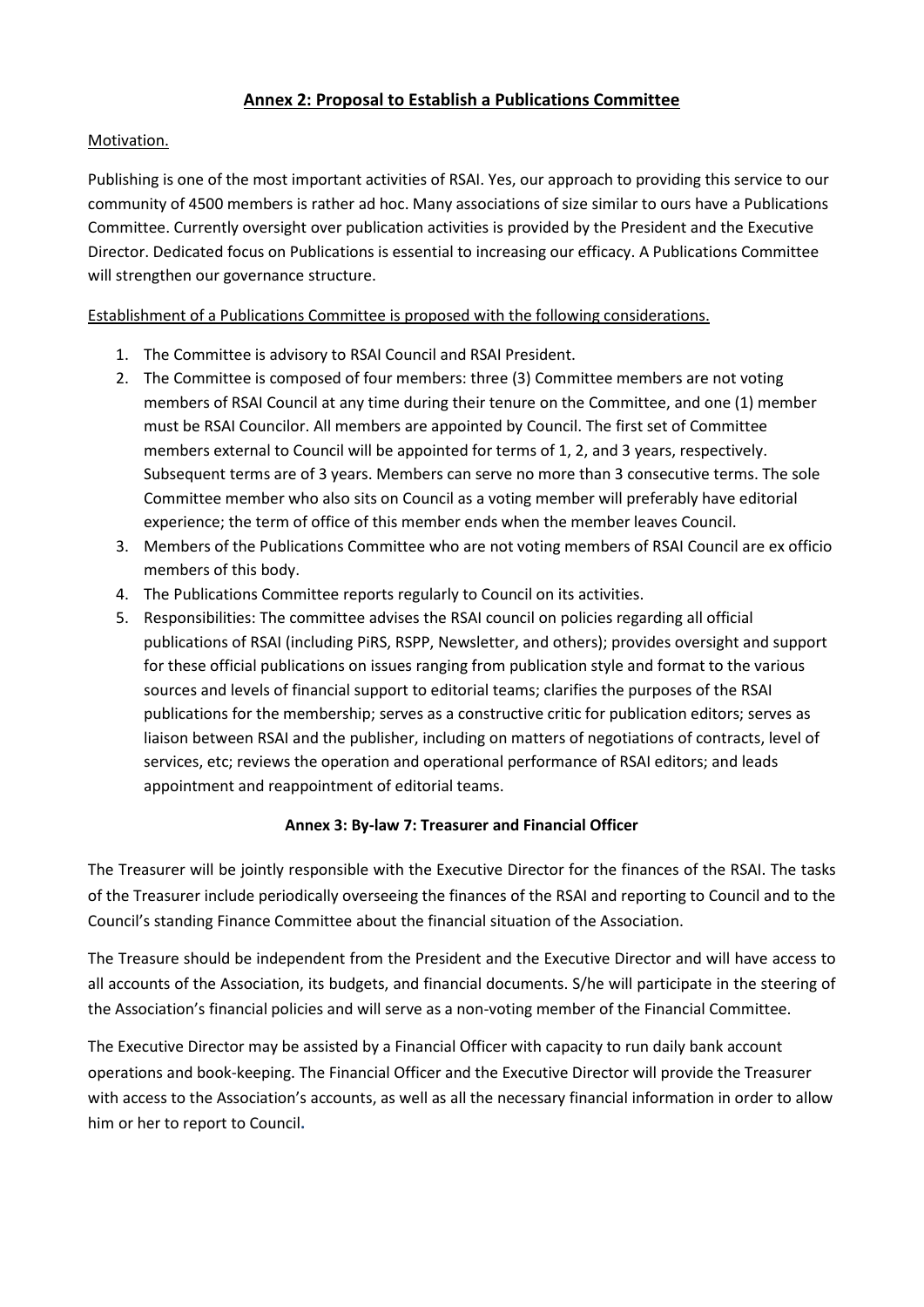## Annex 2: Proposal to Establish a Publications Committee

Motivation.

Publishing is one of the most important activities of RSAI. Yes, our approach to providing this service to our community of 4500 members is rather ad hoc. Many associations of size similar to ours have a Publications Committee. Currently oversight over publication activities is provided by the President and the Executive Director. Dedicated focus on Publications is essential to increasing our efficacy. A Publications Committee will strengthen our governance structure.

Establishment of a Publications Committee is proposed with the following considerations.

1. The Committee is advisory to RSAI Council and RSAI President.
2. The Committee is composed of four members: three (3) Committee members are not voting members of RSAI Council at any time during their tenure on the Committee, and one (1) member must be RSAI Councilor. All members are appointed by Council. The first set of Committee members external to Council will be appointed for terms of 1, 2, and 3 years, respectively. Subsequent terms are of 3 years. Members can serve no more than 3 consecutive terms. The sole Committee member who also sits on Council as a voting member will preferably have editorial experience; the term of office of this member ends when the member leaves Council.
3. Members of the Publications Committee who are not voting members of RSAI Council are ex officio members of this body.
4. The Publications Committee reports regularly to Council on its activities.
5. Responsibilities: The committee advises the RSAI council on policies regarding all official publications of RSAI (including PiRS, RSPP, Newsletter, and others); provides oversight and support for these official publications on issues ranging from publication style and format to the various sources and levels of financial support to editorial teams; clarifies the purposes of the RSAI publications for the membership; serves as a constructive critic for publication editors; serves as liaison between RSAI and the publisher, including on matters of negotiations of contracts, level of services, etc; reviews the operation and operational performance of RSAI editors; and leads appointment and reappointment of editorial teams.

## Annex 3: By-law 7: Treasurer and Financial Officer

The Treasurer will be jointly responsible with the Executive Director for the finances of the RSAI. The tasks of the Treasurer include periodically overseeing the finances of the RSAI and reporting to Council and to the Council's standing Finance Committee about the financial situation of the Association.

The Treasure should be independent from the President and the Executive Director and will have access to all accounts of the Association, its budgets, and financial documents. S/he will participate in the steering of the Association's financial policies and will serve as a non-voting member of the Financial Committee.

The Executive Director may be assisted by a Financial Officer with capacity to run daily bank account operations and book-keeping. The Financial Officer and the Executive Director will provide the Treasurer with access to the Association's accounts, as well as all the necessary financial information in order to allow him or her to report to Council.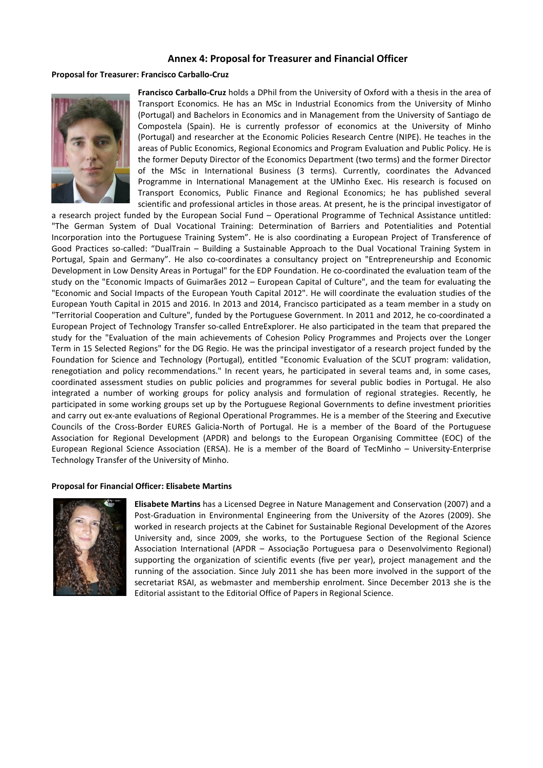## Annex 4: Proposal for Treasurer and Financial Officer

**Proposal for Treasurer: Francisco Carballo-Cruz**

**Francisco Carballo-Cruz** holds a DPhil from the University of Oxford with a thesis in the area of Transport Economics. He has an MSc in Industrial Economics from the University of Minho (Portugal) and Bachelors in Economics and in Management from the University of Santiago de Compostela (Spain). He is currently professor of economics at the University of Minho (Portugal) and researcher at the Economic Policies Research Centre (NIPE). He teaches in the areas of Public Economics, Regional Economics and Program Evaluation and Public Policy. He is the former Deputy Director of the Economics Department (two terms) and the former Director of the MSc in International Business (3 terms). Currently, coordinates the Advanced Programme in International Management at the UMinho Exec. His research is focused on Transport Economics, Public Finance and Regional Economics; he has published several scientific and professional articles in those areas. At present, he is the principal investigator of a research project funded by the European Social Fund – Operational Programme of Technical Assistance untitled: "The German System of Dual Vocational Training: Determination of Barriers and Potentialities and Potential Incorporation into the Portuguese Training System". He is also coordinating a European Project of Transference of Good Practices so-called: "DualTrain – Building a Sustainable Approach to the Dual Vocational Training System in Portugal, Spain and Germany". He also co-coordinates a consultancy project on "Entrepreneurship and Economic Development in Low Density Areas in Portugal" for the EDP Foundation. He co-coordinated the evaluation team of the study on the "Economic Impacts of Guimarães 2012 – European Capital of Culture", and the team for evaluating the "Economic and Social Impacts of the European Youth Capital 2012". He will coordinate the evaluation studies of the European Youth Capital in 2015 and 2016. In 2013 and 2014, Francisco participated as a team member in a study on "Territorial Cooperation and Culture", funded by the Portuguese Government. In 2011 and 2012, he co-coordinated a European Project of Technology Transfer so-called EntreExplorer. He also participated in the team that prepared the study for the "Evaluation of the main achievements of Cohesion Policy Programmes and Projects over the Longer Term in 15 Selected Regions" for the DG Regio. He was the principal investigator of a research project funded by the Foundation for Science and Technology (Portugal), entitled "Economic Evaluation of the SCUT program: validation, renegotiation and policy recommendations." In recent years, he participated in several teams and, in some cases, coordinated assessment studies on public policies and programmes for several public bodies in Portugal. He also integrated a number of working groups for policy analysis and formulation of regional strategies. Recently, he participated in some working groups set up by the Portuguese Regional Governments to define investment priorities and carry out ex-ante evaluations of Regional Operational Programmes. He is a member of the Steering and Executive Councils of the Cross-Border EURES Galicia-North of Portugal. He is a member of the Board of the Portuguese Association for Regional Development (APDR) and belongs to the European Organising Committee (EOC) of the European Regional Science Association (ERSA). He is a member of the Board of TecMinho – University-Enterprise Technology Transfer of the University of Minho.

**Proposal for Financial Officer: Elisabete Martins**

**Elisabete Martins** has a Licensed Degree in Nature Management and Conservation (2007) and a Post-Graduation in Environmental Engineering from the University of the Azores (2009). She worked in research projects at the Cabinet for Sustainable Regional Development of the Azores University and, since 2009, she works, to the Portuguese Section of the Regional Science Association International (APDR – Associação Portuguesa para o Desenvolvimento Regional) supporting the organization of scientific events (five per year), project management and the running of the association. Since July 2011 she has been more involved in the support of the secretariat RSAI, as webmaster and membership enrolment. Since December 2013 she is the Editorial assistant to the Editorial Office of Papers in Regional Science.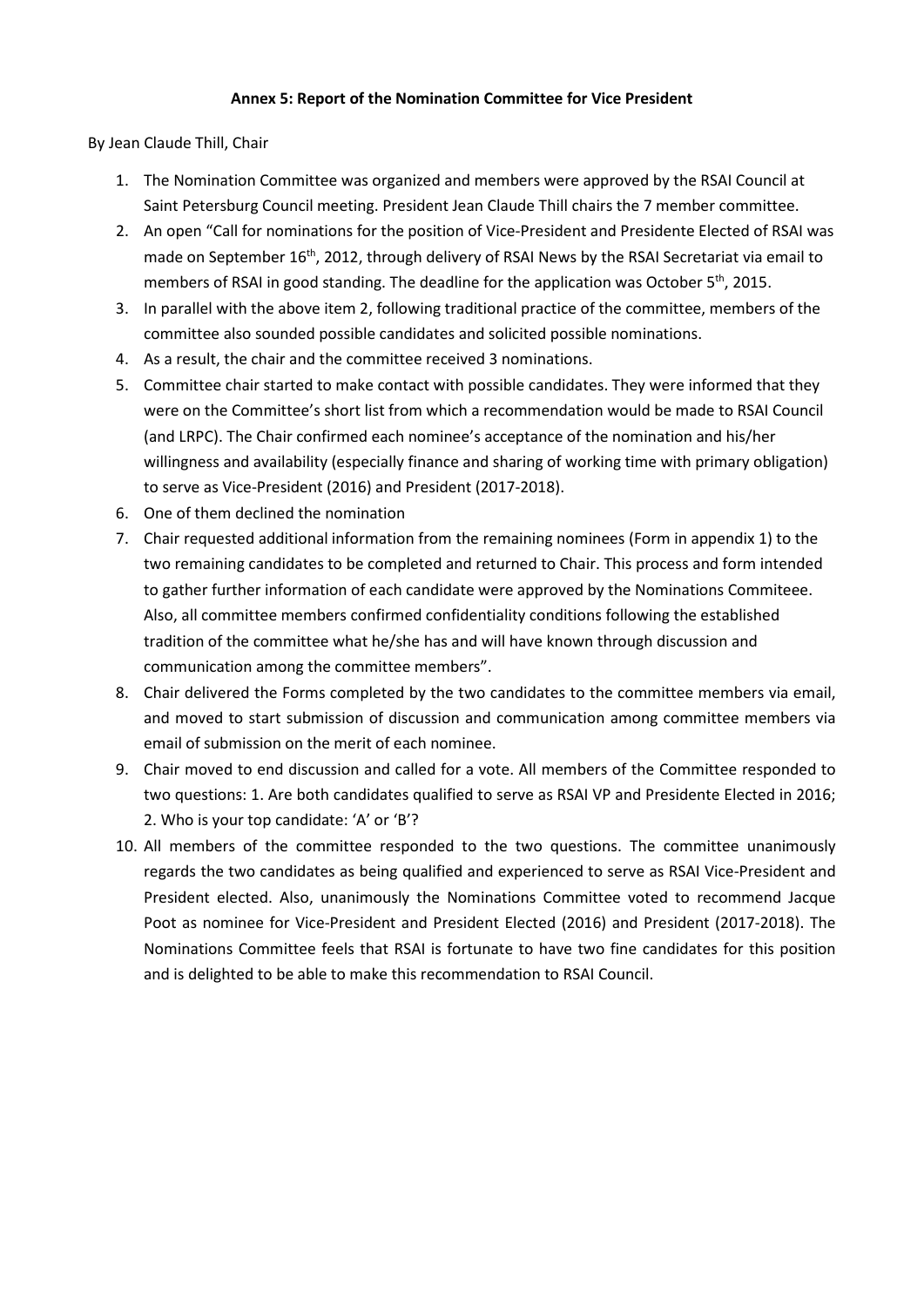**Annex 5: Report of the Nomination Committee for Vice President**

By Jean Claude Thill, Chair

1. The Nomination Committee was organized and members were approved by the RSAI Council at Saint Petersburg Council meeting. President Jean Claude Thill chairs the 7 member committee.
2. An open "Call for nominations for the position of Vice-President and Presidente Elected of RSAI was made on September 16th, 2012, through delivery of RSAI News by the RSAI Secretariat via email to members of RSAI in good standing. The deadline for the application was October 5th, 2015.
3. In parallel with the above item 2, following traditional practice of the committee, members of the committee also sounded possible candidates and solicited possible nominations.
4. As a result, the chair and the committee received 3 nominations.
5. Committee chair started to make contact with possible candidates. They were informed that they were on the Committee's short list from which a recommendation would be made to RSAI Council (and LRPC). The Chair confirmed each nominee's acceptance of the nomination and his/her willingness and availability (especially finance and sharing of working time with primary obligation) to serve as Vice-President (2016) and President (2017-2018).
6. One of them declined the nomination
7. Chair requested additional information from the remaining nominees (Form in appendix 1) to the two remaining candidates to be completed and returned to Chair. This process and form intended to gather further information of each candidate were approved by the Nominations Commiteee. Also, all committee members confirmed confidentiality conditions following the established tradition of the committee what he/she has and will have known through discussion and communication among the committee members".
8. Chair delivered the Forms completed by the two candidates to the committee members via email, and moved to start submission of discussion and communication among committee members via email of submission on the merit of each nominee.
9. Chair moved to end discussion and called for a vote. All members of the Committee responded to two questions: 1. Are both candidates qualified to serve as RSAI VP and Presidente Elected in 2016; 2. Who is your top candidate: 'A' or 'B'?
10. All members of the committee responded to the two questions. The committee unanimously regards the two candidates as being qualified and experienced to serve as RSAI Vice-President and President elected. Also, unanimously the Nominations Committee voted to recommend Jacque Poot as nominee for Vice-President and President Elected (2016) and President (2017-2018). The Nominations Committee feels that RSAI is fortunate to have two fine candidates for this position and is delighted to be able to make this recommendation to RSAI Council.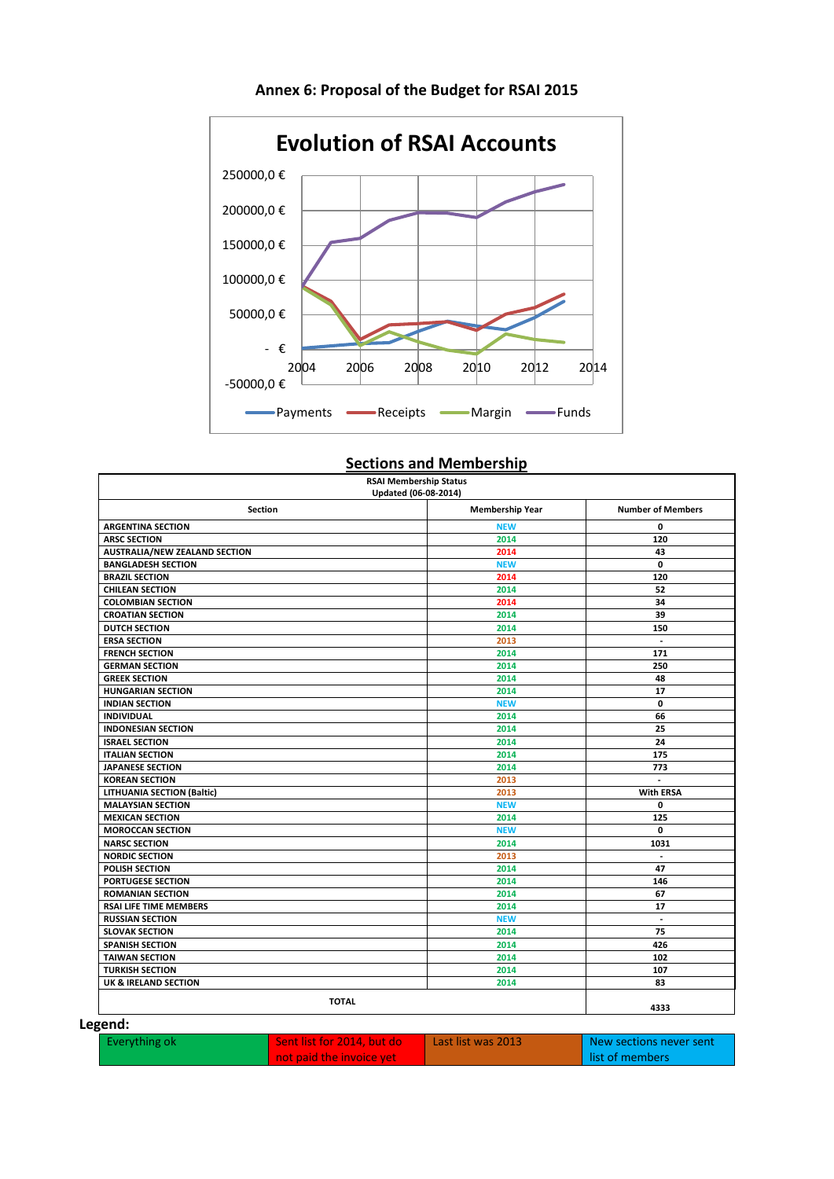## Annex 6: Proposal of the Budget for RSAI 2015

**Evolution of RSAI Accounts**

250000,0 €
200000,0 €
150000,0 €
100000,0 €
50000,0 €
- €
-50000,0 €

2004 2006 2008 2010 2012 2014

Payments Receipts Margin Funds

## Sections and Membership

| RSAI Membership Status<br>Updated (06-08-2014) | | |
|---|---|---|
| **Section** | **Membership Year** | **Number of Members** |
| ARGENTINA SECTION | NEW | 0 |
| ARSC SECTION | 2014 | 120 |
| AUSTRALIA/NEW ZEALAND SECTION | 2014 | 43 |
| BANGLADESH SECTION | NEW | 0 |
| BRAZIL SECTION | 2014 | 120 |
| CHILEAN SECTION | 2014 | 52 |
| COLOMBIAN SECTION | 2014 | 34 |
| CROATIAN SECTION | 2014 | 39 |
| DUTCH SECTION | 2014 | 150 |
| ERSA SECTION | 2013 | - |
| FRENCH SECTION | 2014 | 171 |
| GERMAN SECTION | 2014 | 250 |
| GREEK SECTION | 2014 | 48 |
| HUNGARIAN SECTION | 2014 | 17 |
| INDIAN SECTION | NEW | 0 |
| INDIVIDUAL | 2014 | 66 |
| INDONESIAN SECTION | 2014 | 25 |
| ISRAEL SECTION | 2014 | 24 |
| ITALIAN SECTION | 2014 | 175 |
| JAPANESE SECTION | 2014 | 773 |
| KOREAN SECTION | 2013 | - |
| LITHUANIA SECTION (Baltic) | 2013 | With ERSA |
| MALAYSIAN SECTION | NEW | 0 |
| MEXICAN SECTION | 2014 | 125 |
| MOROCCAN SECTION | NEW | 0 |
| NARSC SECTION | 2014 | 1031 |
| NORDIC SECTION | 2013 | - |
| POLISH SECTION | 2014 | 47 |
| PORTUGESE SECTION | 2014 | 146 |
| ROMANIAN SECTION | 2014 | 67 |
| RSAI LIFE TIME MEMBERS | 2014 | 17 |
| RUSSIAN SECTION | NEW | - |
| SLOVAK SECTION | 2014 | 75 |
| SPANISH SECTION | 2014 | 426 |
| TAIWAN SECTION | 2014 | 102 |
| TURKISH SECTION | 2014 | 107 |
| UK & IRELAND SECTION | 2014 | 83 |
| **TOTAL** | | **4333** |

**Legend:**

| Everything ok | Sent list for 2014, but do not paid the invoice yet | Last list was 2013 | New sections never sent list of members |
|---|---|---|---|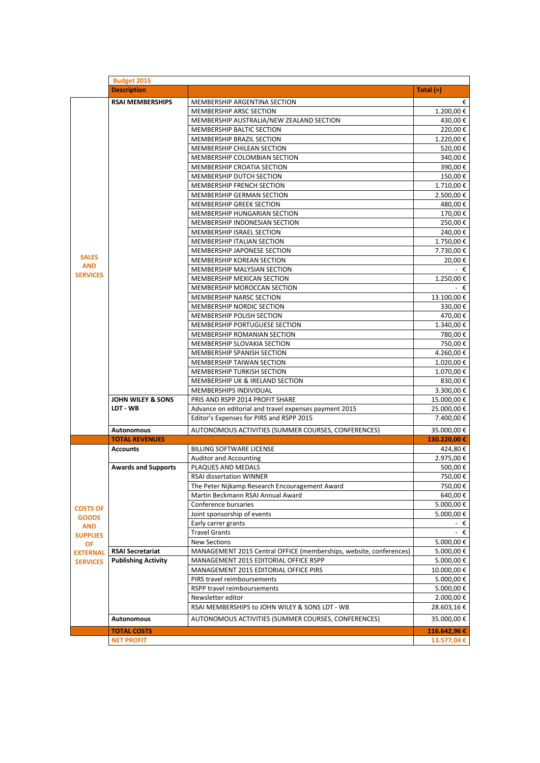| | Budget 2015 | | |
|---|---|---|---|
| | **Description** | | **Total (≈)** |
| **SALES AND SERVICES** | **RSAI MEMBERSHIPS** | MEMBERSHIP ARGENTINA SECTION | € |
| | | MEMBERSHIP ARSC SECTION | 1.200,00 € |
| | | MEMBERSHIP AUSTRALIA/NEW ZEALAND SECTION | 430,00 € |
| | | MEMBERSHIP BALTIC SECTION | 220,00 € |
| | | MEMBERSHIP BRAZIL SECTION | 1.220,00 € |
| | | MEMBERSHIP CHILEAN SECTION | 520,00 € |
| | | MEMBERSHIP COLOMBIAN SECTION | 340,00 € |
| | | MEMBERSHIP CROATIA SECTION | 390,00 € |
| | | MEMBERSHIP DUTCH SECTION | 150,00 € |
| | | MEMBERSHIP FRENCH SECTION | 1.710,00 € |
| | | MEMBERSHIP GERMAN SECTION | 2.500,00 € |
| | | MEMBERSHIP GREEK SECTION | 480,00 € |
| | | MEMBERSHIP HUNGARIAN SECTION | 170,00 € |
| | | MEMBERSHIP INDONESIAN SECTION | 250,00 € |
| | | MEMBERSHIP ISRAEL SECTION | 240,00 € |
| | | MEMBERSHIP ITALIAN SECTION | 1.750,00 € |
| | | MEMBERSHIP JAPONESE SECTION | 7.730,00 € |
| | | MEMBERSHIP KOREAN SECTION | 20,00 € |
| | | MEMBERSHIP MALYSIAN SECTION | - € |
| | | MEMBERSHIP MEXICAN SECTION | 1.250,00 € |
| | | MEMBERSHIP MOROCCAN SECTION | - € |
| | | MEMBERSHIP NARSC SECTION | 13.100,00 € |
| | | MEMBERSHIP NORDIC SECTION | 330,00 € |
| | | MEMBERSHIP POLISH SECTION | 470,00 € |
| | | MEMBERSHIP PORTUGUESE SECTION | 1.340,00 € |
| | | MEMBERSHIP ROMANIAN SECTION | 780,00 € |
| | | MEMBERSHIP SLOVAKIA SECTION | 750,00 € |
| | | MEMBERSHIP SPANISH SECTION | 4.260,00 € |
| | | MEMBERSHIP TAIWAN SECTION | 1.020,00 € |
| | | MEMBERSHIP TURKISH SECTION | 1.070,00 € |
| | | MEMBERSHIP UK & IRELAND SECTION | 830,00 € |
| | | MEMBERSHIPS INDIVIDUAL | 3.300,00 € |
| | **JOHN WILEY & SONS LDT - WB** | PRIS AND RSPP 2014 PROFIT SHARE | 15.000,00 € |
| | | Advance on editorial and travel expenses payment 2015 | 25.000,00 € |
| | | Editor's Expenses for PIRS and RSPP 2015 | 7.400,00 € |
| | **Autonomous** | AUTONOMOUS ACTIVITIES (SUMMER COURSES, CONFERENCES) | 35.000,00 € |
| | **TOTAL REVENUES** | | **130.220,00 €** |
| **COSTS OF GOODS AND SUPPLIES OF EXTERNAL SERVICES** | **Accounts** | BILLING SOFTWARE LICENSE | 424,80 € |
| | | Auditor and Accounting | 2.975,00 € |
| | **Awards and Supports** | PLAQUES AND MEDALS | 500,00 € |
| | | RSAI dissertation WINNER | 750,00 € |
| | | The Peter Nijkamp Research Encouragement Award | 750,00 € |
| | | Martin Beckmann RSAI Annual Award | 640,00 € |
| | | Conference bursaries | 5.000,00 € |
| | | Joint sponsorship of events | 5.000,00 € |
| | | Early carrer grants | - € |
| | | Travel Grants | - € |
| | | New Sections | 5.000,00 € |
| | **RSAI Secretariat** | MANAGEMENT 2015 Central OFFICE (memberships, website, conferences) | 5.000,00 € |
| | **Publishing Activity** | MANAGEMENT 2015 EDITORIAL OFFICE RSPP | 5.000,00 € |
| | | MANAGEMENT 2015 EDITORIAL OFFICE PIRS | 10.000,00 € |
| | | PIRS travel reimboursements | 5.000,00 € |
| | | RSPP travel reimboursements | 5.000,00 € |
| | | Newsletter editor | 2.000,00 € |
| | | RSAI MEMBERSHIPS to JOHN WILEY & SONS LDT - WB | 28.603,16 € |
| | **Autonomous** | AUTONOMOUS ACTIVITIES (SUMMER COURSES, CONFERENCES) | 35.000,00 € |
| | **TOTAL COSTS** | | **116.642,96 €** |
| | **NET PROFIT** | | **13.577,04 €** |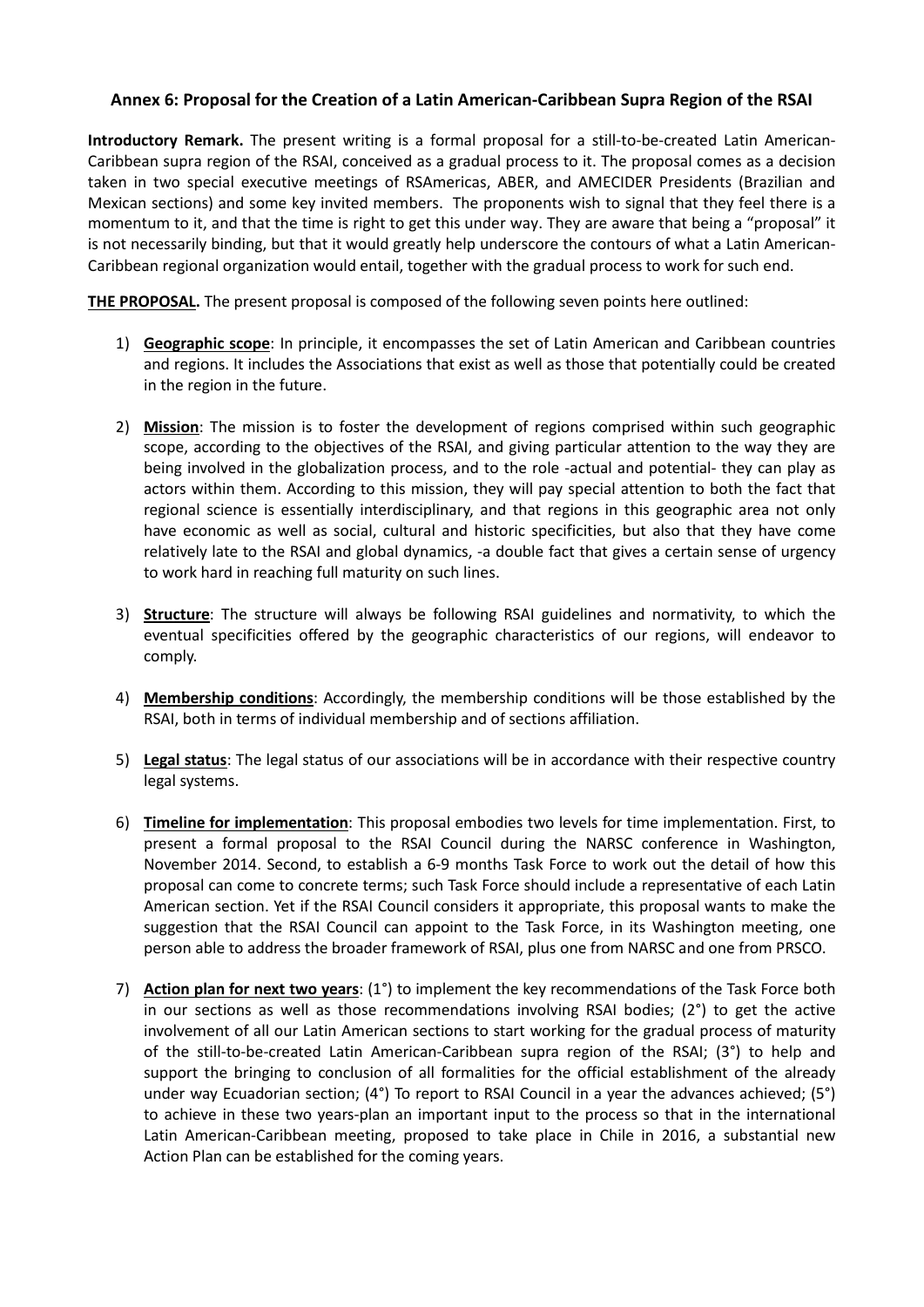### Annex 6: Proposal for the Creation of a Latin American-Caribbean Supra Region of the RSAI

**Introductory Remark.** The present writing is a formal proposal for a still-to-be-created Latin American-Caribbean supra region of the RSAI, conceived as a gradual process to it. The proposal comes as a decision taken in two special executive meetings of RSAmericas, ABER, and AMECIDER Presidents (Brazilian and Mexican sections) and some key invited members. The proponents wish to signal that they feel there is a momentum to it, and that the time is right to get this under way. They are aware that being a "proposal" it is not necessarily binding, but that it would greatly help underscore the contours of what a Latin American-Caribbean regional organization would entail, together with the gradual process to work for such end.

**THE PROPOSAL.** The present proposal is composed of the following seven points here outlined:

1) **Geographic scope**: In principle, it encompasses the set of Latin American and Caribbean countries and regions. It includes the Associations that exist as well as those that potentially could be created in the region in the future.

2) **Mission**: The mission is to foster the development of regions comprised within such geographic scope, according to the objectives of the RSAI, and giving particular attention to the way they are being involved in the globalization process, and to the role -actual and potential- they can play as actors within them. According to this mission, they will pay special attention to both the fact that regional science is essentially interdisciplinary, and that regions in this geographic area not only have economic as well as social, cultural and historic specificities, but also that they have come relatively late to the RSAI and global dynamics, -a double fact that gives a certain sense of urgency to work hard in reaching full maturity on such lines.

3) **Structure**: The structure will always be following RSAI guidelines and normativity, to which the eventual specificities offered by the geographic characteristics of our regions, will endeavor to comply.

4) **Membership conditions**: Accordingly, the membership conditions will be those established by the RSAI, both in terms of individual membership and of sections affiliation.

5) **Legal status**: The legal status of our associations will be in accordance with their respective country legal systems.

6) **Timeline for implementation**: This proposal embodies two levels for time implementation. First, to present a formal proposal to the RSAI Council during the NARSC conference in Washington, November 2014. Second, to establish a 6-9 months Task Force to work out the detail of how this proposal can come to concrete terms; such Task Force should include a representative of each Latin American section. Yet if the RSAI Council considers it appropriate, this proposal wants to make the suggestion that the RSAI Council can appoint to the Task Force, in its Washington meeting, one person able to address the broader framework of RSAI, plus one from NARSC and one from PRSCO.

7) **Action plan for next two years**: (1°) to implement the key recommendations of the Task Force both in our sections as well as those recommendations involving RSAI bodies; (2°) to get the active involvement of all our Latin American sections to start working for the gradual process of maturity of the still-to-be-created Latin American-Caribbean supra region of the RSAI; (3°) to help and support the bringing to conclusion of all formalities for the official establishment of the already under way Ecuadorian section; (4°) To report to RSAI Council in a year the advances achieved; (5°) to achieve in these two years-plan an important input to the process so that in the international Latin American-Caribbean meeting, proposed to take place in Chile in 2016, a substantial new Action Plan can be established for the coming years.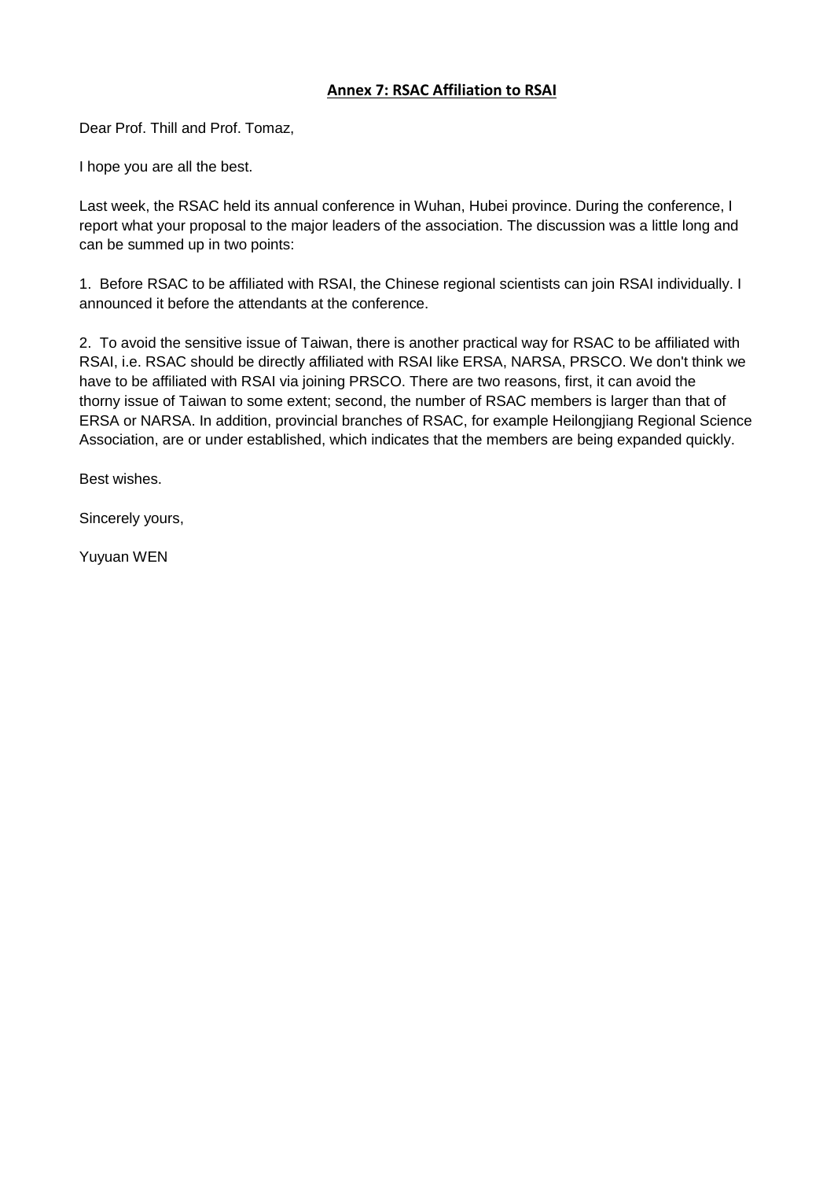## Annex 7: RSAC Affiliation to RSAI

Dear Prof. Thill and Prof. Tomaz,

I hope you are all the best.

Last week, the RSAC held its annual conference in Wuhan, Hubei province. During the conference, I report what your proposal to the major leaders of the association. The discussion was a little long and can be summed up in two points:

1. Before RSAC to be affiliated with RSAI, the Chinese regional scientists can join RSAI individually. I announced it before the attendants at the conference.

2. To avoid the sensitive issue of Taiwan, there is another practical way for RSAC to be affiliated with RSAI, i.e. RSAC should be directly affiliated with RSAI like ERSA, NARSA, PRSCO. We don't think we have to be affiliated with RSAI via joining PRSCO. There are two reasons, first, it can avoid the thorny issue of Taiwan to some extent; second, the number of RSAC members is larger than that of ERSA or NARSA. In addition, provincial branches of RSAC, for example Heilongjiang Regional Science Association, are or under established, which indicates that the members are being expanded quickly.

Best wishes.

Sincerely yours,

Yuyuan WEN